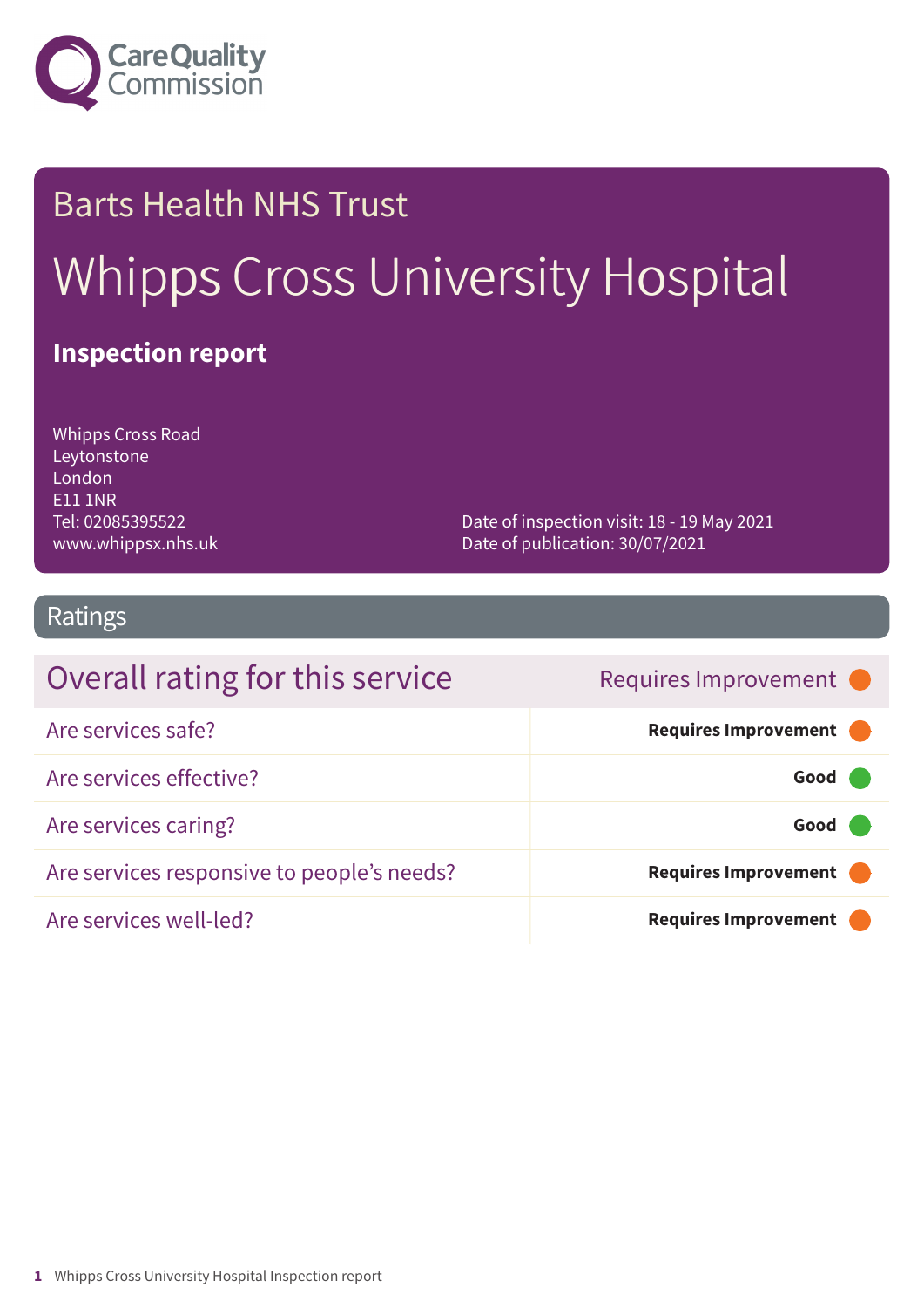Care Quality Commission

Barts Health NHS Trust

# Whipps Cross University Hospital

**Inspection report**

Whipps Cross Road
Leytonstone
London
E11 1NR
Tel: 02085395522
www.whippsx.nhs.uk

Date of inspection visit: 18 - 19 May 2021
Date of publication: 30/07/2021

## Ratings

| Overall rating for this service | Requires Improvement |
| --- | --- |
| Are services safe? | **Requires Improvement** |
| Are services effective? | **Good** |
| Are services caring? | **Good** |
| Are services responsive to people's needs? | **Requires Improvement** |
| Are services well-led? | **Requires Improvement** |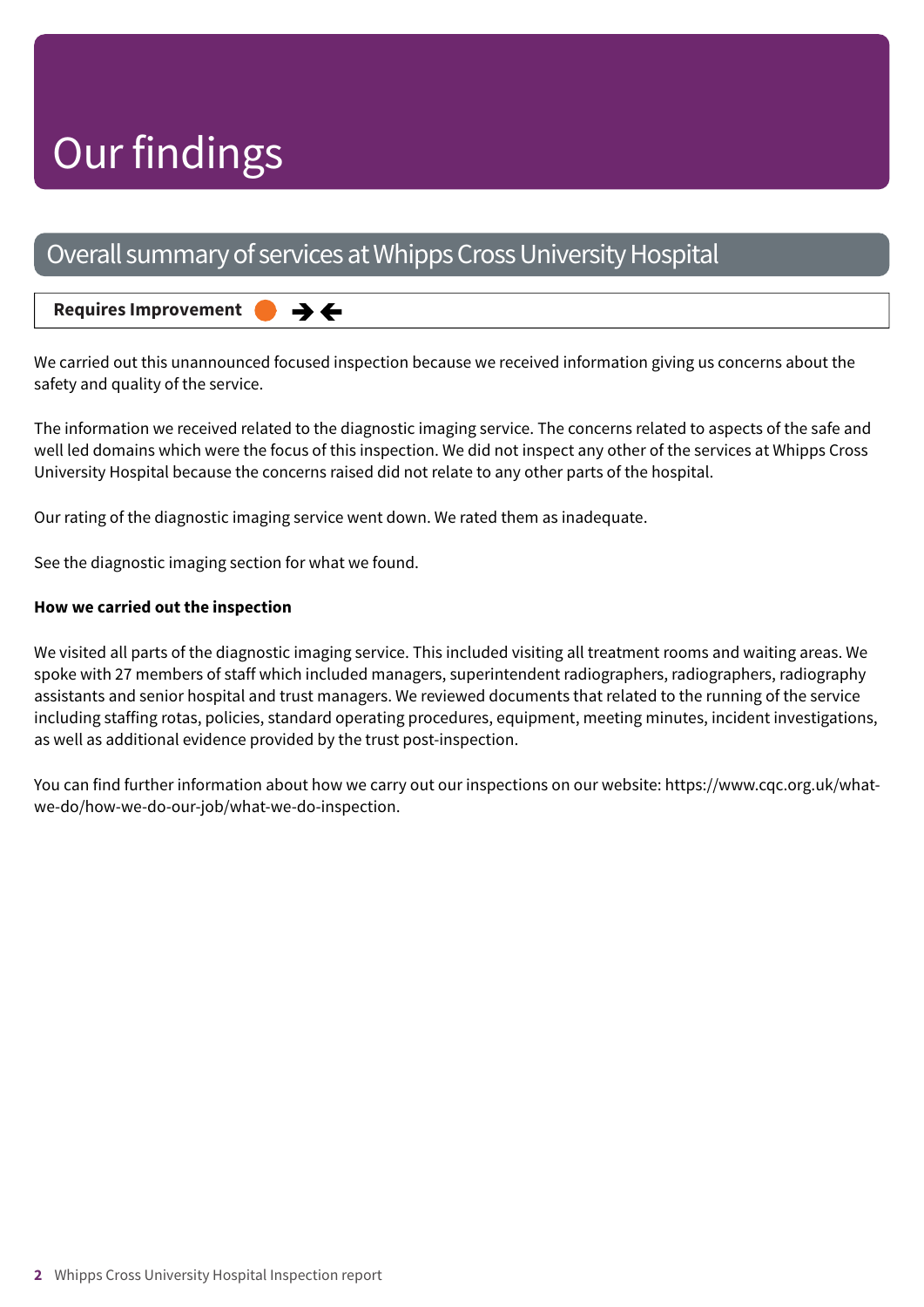# Our findings

## Overall summary of services at Whipps Cross University Hospital

**Requires Improvement** ➔➔

We carried out this unannounced focused inspection because we received information giving us concerns about the safety and quality of the service.

The information we received related to the diagnostic imaging service. The concerns related to aspects of the safe and well led domains which were the focus of this inspection. We did not inspect any other of the services at Whipps Cross University Hospital because the concerns raised did not relate to any other parts of the hospital.

Our rating of the diagnostic imaging service went down. We rated them as inadequate.

See the diagnostic imaging section for what we found.

**How we carried out the inspection**

We visited all parts of the diagnostic imaging service. This included visiting all treatment rooms and waiting areas. We spoke with 27 members of staff which included managers, superintendent radiographers, radiographers, radiography assistants and senior hospital and trust managers. We reviewed documents that related to the running of the service including staffing rotas, policies, standard operating procedures, equipment, meeting minutes, incident investigations, as well as additional evidence provided by the trust post-inspection.

You can find further information about how we carry out our inspections on our website: https://www.cqc.org.uk/what-we-do/how-we-do-our-job/what-we-do-inspection.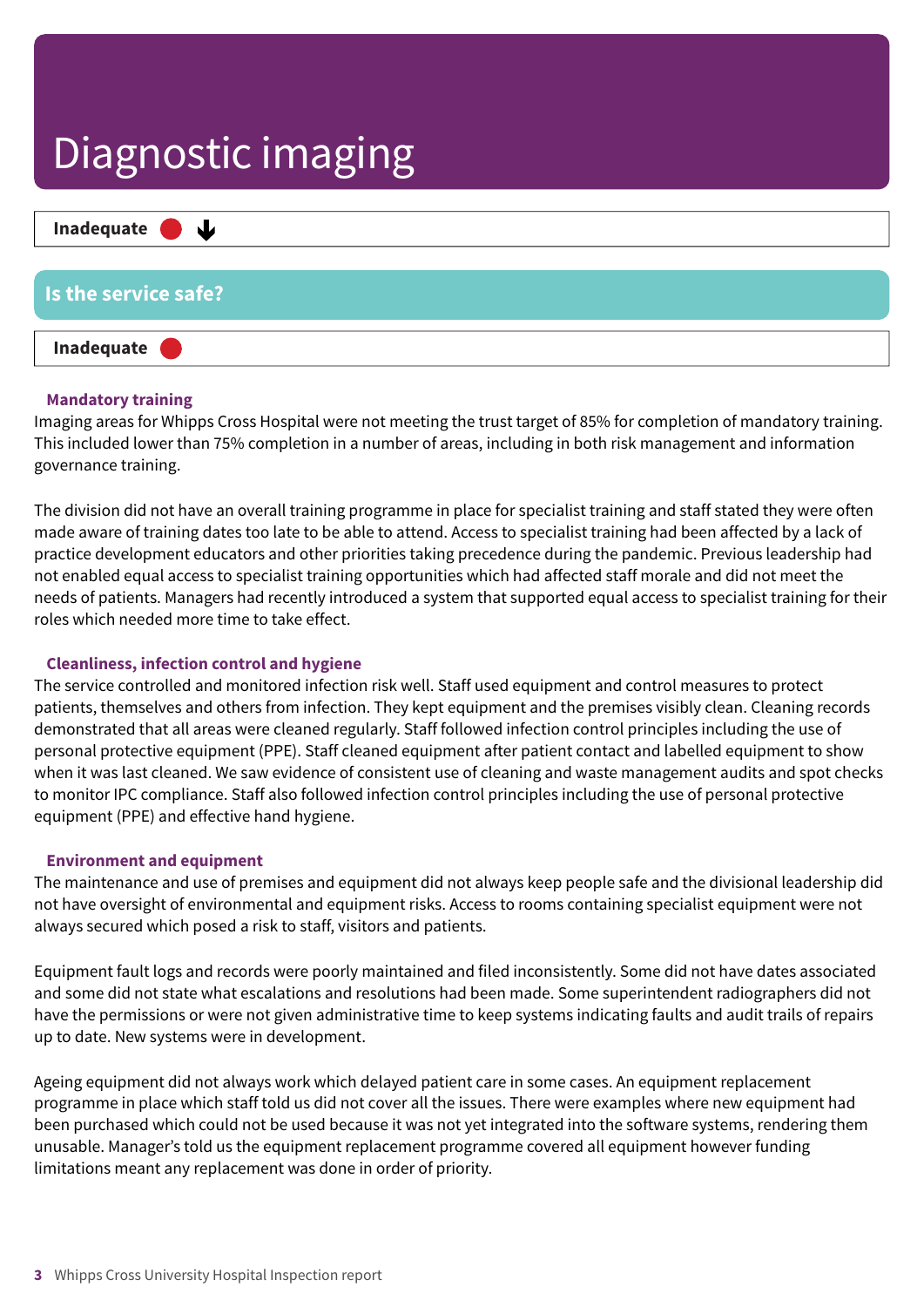# Diagnostic imaging

**Inadequate** ⬇

## Is the service safe?

**Inadequate**

### Mandatory training

Imaging areas for Whipps Cross Hospital were not meeting the trust target of 85% for completion of mandatory training. This included lower than 75% completion in a number of areas, including in both risk management and information governance training.

The division did not have an overall training programme in place for specialist training and staff stated they were often made aware of training dates too late to be able to attend. Access to specialist training had been affected by a lack of practice development educators and other priorities taking precedence during the pandemic. Previous leadership had not enabled equal access to specialist training opportunities which had affected staff morale and did not meet the needs of patients. Managers had recently introduced a system that supported equal access to specialist training for their roles which needed more time to take effect.

### Cleanliness, infection control and hygiene

The service controlled and monitored infection risk well. Staff used equipment and control measures to protect patients, themselves and others from infection. They kept equipment and the premises visibly clean. Cleaning records demonstrated that all areas were cleaned regularly. Staff followed infection control principles including the use of personal protective equipment (PPE). Staff cleaned equipment after patient contact and labelled equipment to show when it was last cleaned. We saw evidence of consistent use of cleaning and waste management audits and spot checks to monitor IPC compliance. Staff also followed infection control principles including the use of personal protective equipment (PPE) and effective hand hygiene.

### Environment and equipment

The maintenance and use of premises and equipment did not always keep people safe and the divisional leadership did not have oversight of environmental and equipment risks. Access to rooms containing specialist equipment were not always secured which posed a risk to staff, visitors and patients.

Equipment fault logs and records were poorly maintained and filed inconsistently. Some did not have dates associated and some did not state what escalations and resolutions had been made. Some superintendent radiographers did not have the permissions or were not given administrative time to keep systems indicating faults and audit trails of repairs up to date. New systems were in development.

Ageing equipment did not always work which delayed patient care in some cases. An equipment replacement programme in place which staff told us did not cover all the issues. There were examples where new equipment had been purchased which could not be used because it was not yet integrated into the software systems, rendering them unusable. Manager's told us the equipment replacement programme covered all equipment however funding limitations meant any replacement was done in order of priority.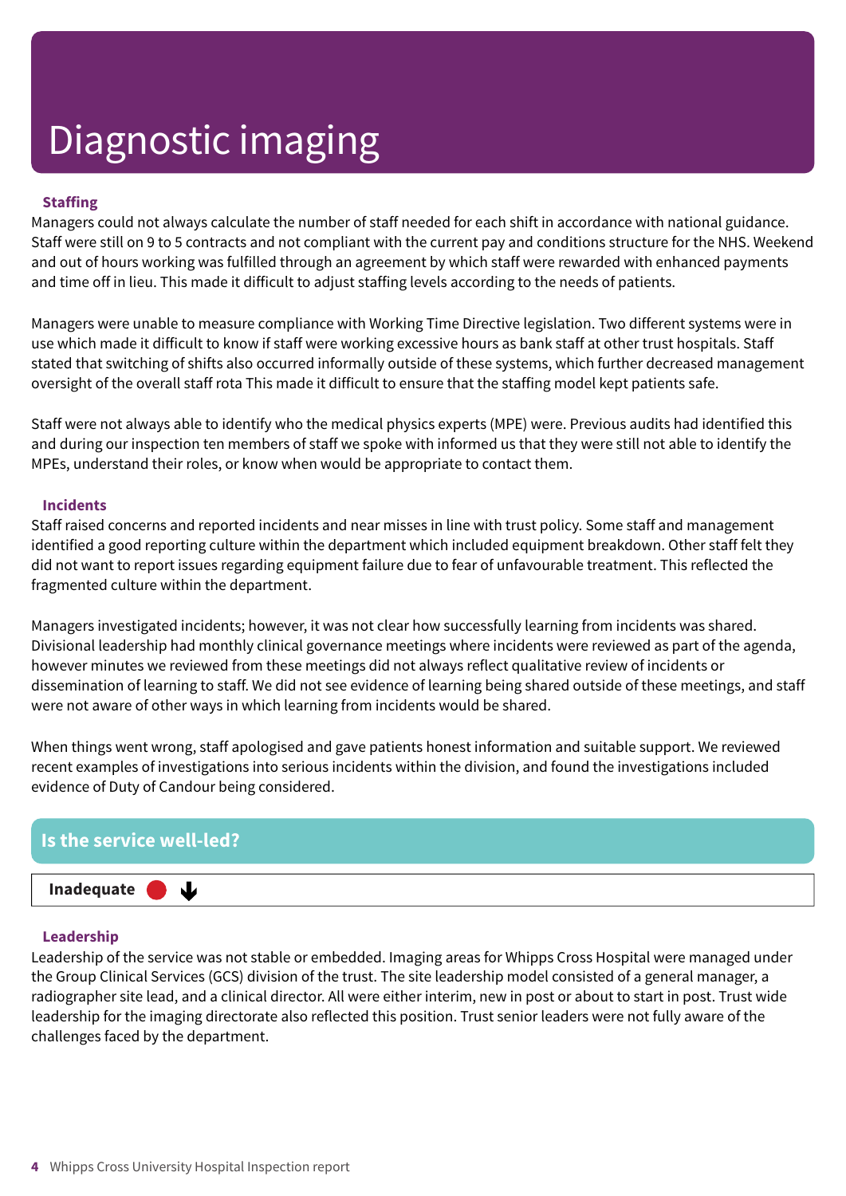# Diagnostic imaging

### Staffing

Managers could not always calculate the number of staff needed for each shift in accordance with national guidance. Staff were still on 9 to 5 contracts and not compliant with the current pay and conditions structure for the NHS. Weekend and out of hours working was fulfilled through an agreement by which staff were rewarded with enhanced payments and time off in lieu. This made it difficult to adjust staffing levels according to the needs of patients.

Managers were unable to measure compliance with Working Time Directive legislation. Two different systems were in use which made it difficult to know if staff were working excessive hours as bank staff at other trust hospitals. Staff stated that switching of shifts also occurred informally outside of these systems, which further decreased management oversight of the overall staff rota This made it difficult to ensure that the staffing model kept patients safe.

Staff were not always able to identify who the medical physics experts (MPE) were. Previous audits had identified this and during our inspection ten members of staff we spoke with informed us that they were still not able to identify the MPEs, understand their roles, or know when would be appropriate to contact them.

### Incidents

Staff raised concerns and reported incidents and near misses in line with trust policy. Some staff and management identified a good reporting culture within the department which included equipment breakdown. Other staff felt they did not want to report issues regarding equipment failure due to fear of unfavourable treatment. This reflected the fragmented culture within the department.

Managers investigated incidents; however, it was not clear how successfully learning from incidents was shared. Divisional leadership had monthly clinical governance meetings where incidents were reviewed as part of the agenda, however minutes we reviewed from these meetings did not always reflect qualitative review of incidents or dissemination of learning to staff. We did not see evidence of learning being shared outside of these meetings, and staff were not aware of other ways in which learning from incidents would be shared.

When things went wrong, staff apologised and gave patients honest information and suitable support. We reviewed recent examples of investigations into serious incidents within the division, and found the investigations included evidence of Duty of Candour being considered.

## Is the service well-led?

**Inadequate** ⬇

### Leadership

Leadership of the service was not stable or embedded. Imaging areas for Whipps Cross Hospital were managed under the Group Clinical Services (GCS) division of the trust. The site leadership model consisted of a general manager, a radiographer site lead, and a clinical director. All were either interim, new in post or about to start in post. Trust wide leadership for the imaging directorate also reflected this position. Trust senior leaders were not fully aware of the challenges faced by the department.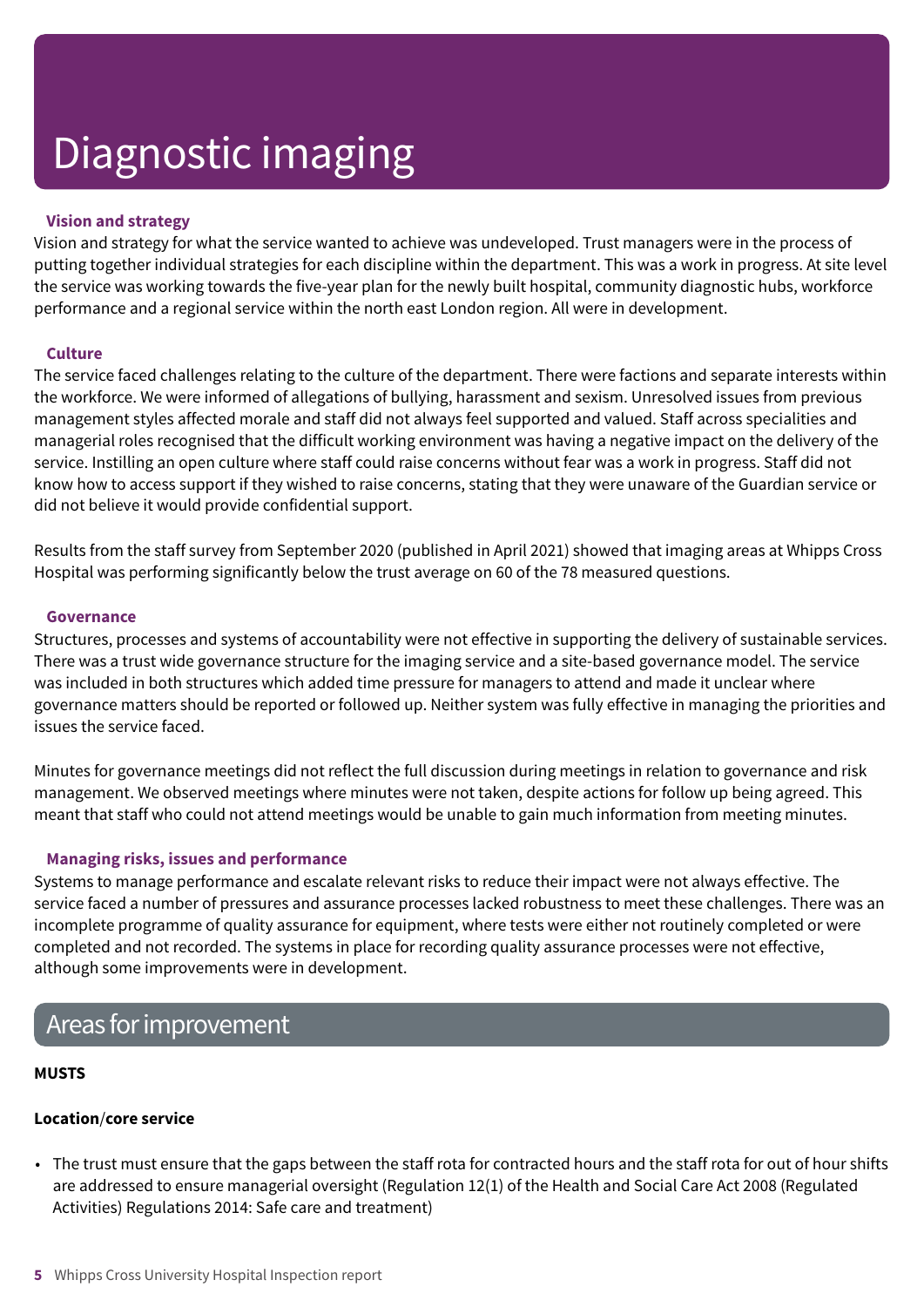# Diagnostic imaging

### Vision and strategy

Vision and strategy for what the service wanted to achieve was undeveloped. Trust managers were in the process of putting together individual strategies for each discipline within the department. This was a work in progress. At site level the service was working towards the five-year plan for the newly built hospital, community diagnostic hubs, workforce performance and a regional service within the north east London region. All were in development.

### Culture

The service faced challenges relating to the culture of the department. There were factions and separate interests within the workforce. We were informed of allegations of bullying, harassment and sexism. Unresolved issues from previous management styles affected morale and staff did not always feel supported and valued. Staff across specialities and managerial roles recognised that the difficult working environment was having a negative impact on the delivery of the service. Instilling an open culture where staff could raise concerns without fear was a work in progress. Staff did not know how to access support if they wished to raise concerns, stating that they were unaware of the Guardian service or did not believe it would provide confidential support.

Results from the staff survey from September 2020 (published in April 2021) showed that imaging areas at Whipps Cross Hospital was performing significantly below the trust average on 60 of the 78 measured questions.

### Governance

Structures, processes and systems of accountability were not effective in supporting the delivery of sustainable services. There was a trust wide governance structure for the imaging service and a site-based governance model. The service was included in both structures which added time pressure for managers to attend and made it unclear where governance matters should be reported or followed up. Neither system was fully effective in managing the priorities and issues the service faced.

Minutes for governance meetings did not reflect the full discussion during meetings in relation to governance and risk management. We observed meetings where minutes were not taken, despite actions for follow up being agreed. This meant that staff who could not attend meetings would be unable to gain much information from meeting minutes.

### Managing risks, issues and performance

Systems to manage performance and escalate relevant risks to reduce their impact were not always effective. The service faced a number of pressures and assurance processes lacked robustness to meet these challenges. There was an incomplete programme of quality assurance for equipment, where tests were either not routinely completed or were completed and not recorded. The systems in place for recording quality assurance processes were not effective, although some improvements were in development.

## Areas for improvement

**MUSTS**

**Location/core service**

- The trust must ensure that the gaps between the staff rota for contracted hours and the staff rota for out of hour shifts are addressed to ensure managerial oversight (Regulation 12(1) of the Health and Social Care Act 2008 (Regulated Activities) Regulations 2014: Safe care and treatment)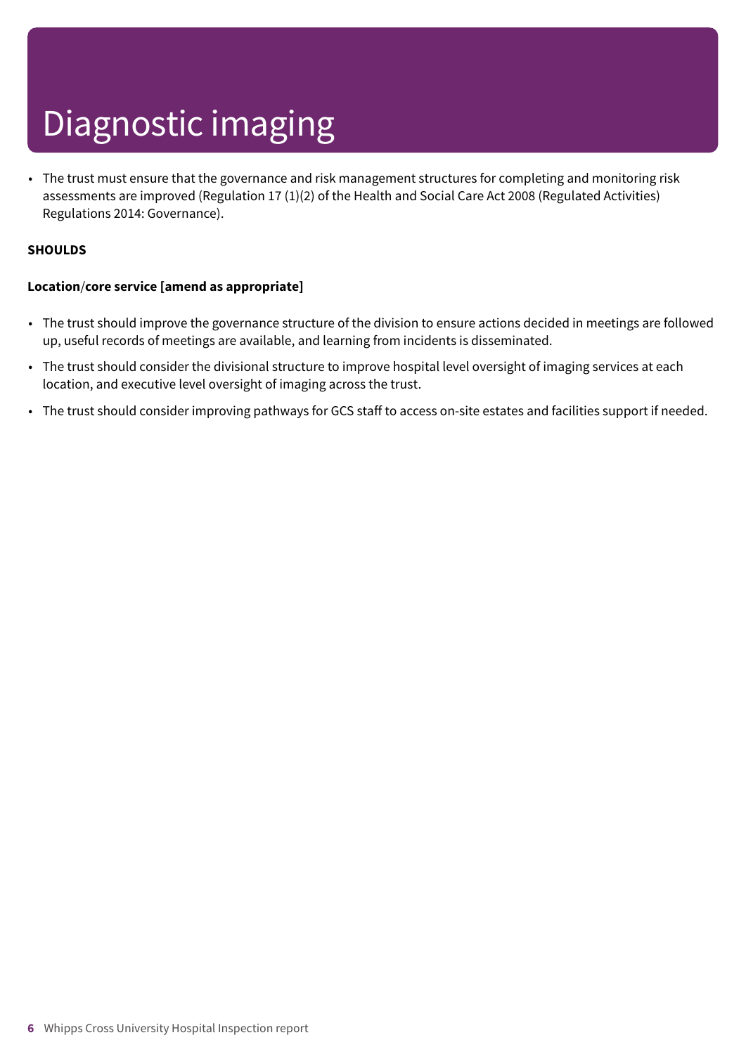# Diagnostic imaging

- The trust must ensure that the governance and risk management structures for completing and monitoring risk assessments are improved (Regulation 17 (1)(2) of the Health and Social Care Act 2008 (Regulated Activities) Regulations 2014: Governance).

**SHOULDS**

**Location/core service [amend as appropriate]**

- The trust should improve the governance structure of the division to ensure actions decided in meetings are followed up, useful records of meetings are available, and learning from incidents is disseminated.
- The trust should consider the divisional structure to improve hospital level oversight of imaging services at each location, and executive level oversight of imaging across the trust.
- The trust should consider improving pathways for GCS staff to access on-site estates and facilities support if needed.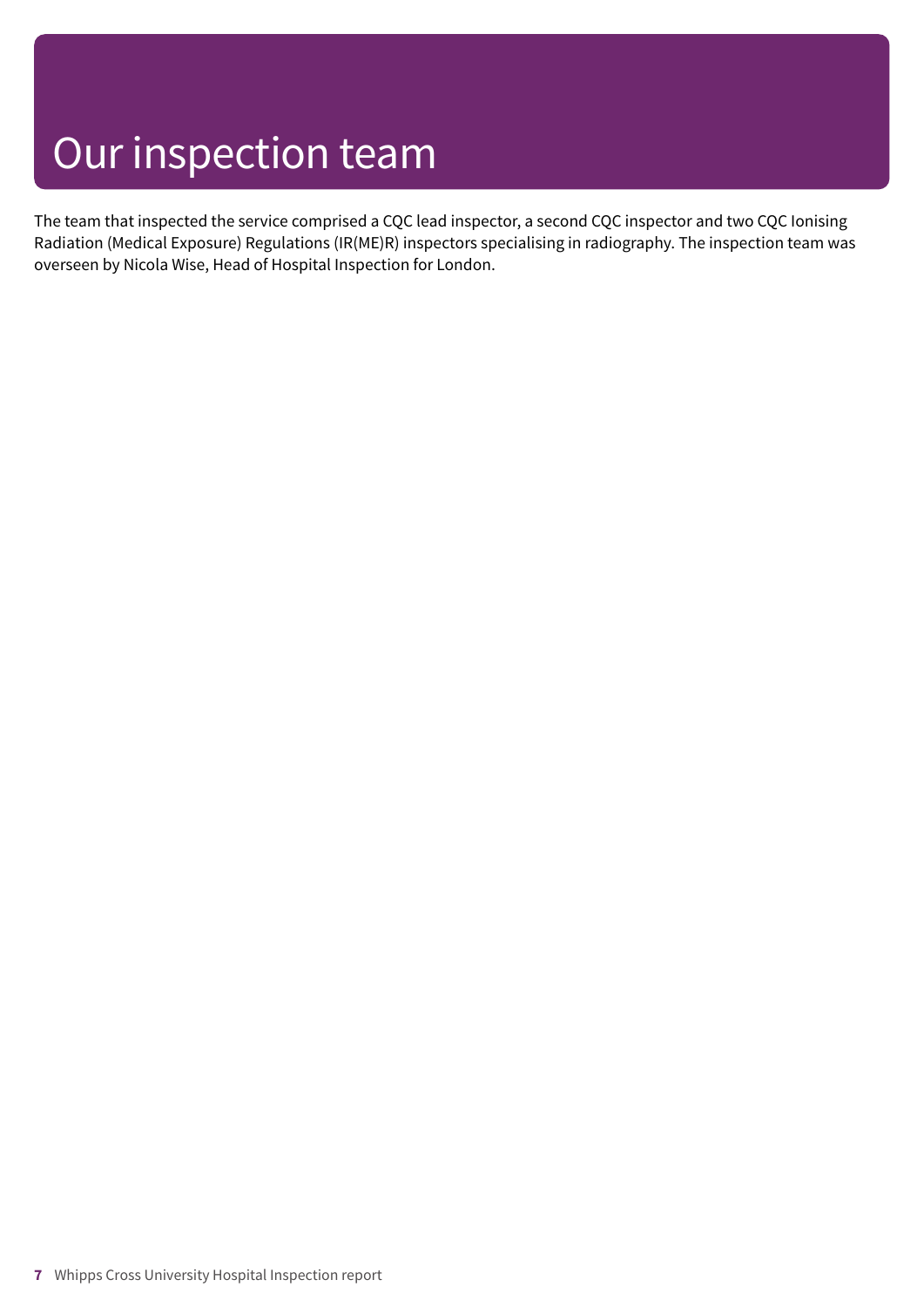# Our inspection team

The team that inspected the service comprised a CQC lead inspector, a second CQC inspector and two CQC Ionising Radiation (Medical Exposure) Regulations (IR(ME)R) inspectors specialising in radiography. The inspection team was overseen by Nicola Wise, Head of Hospital Inspection for London.